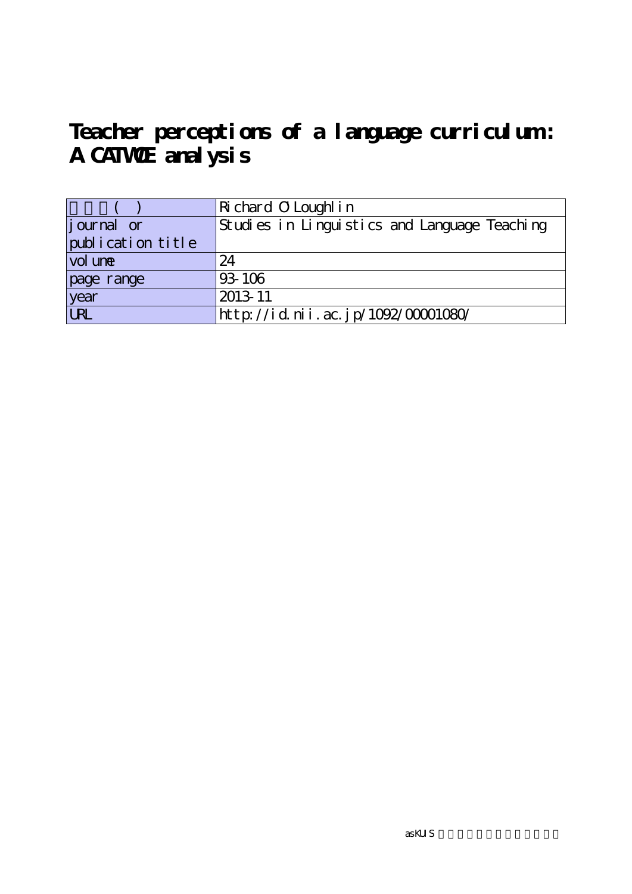# Teacher perceptions of a language curriculum: A CATWOE analysis

| 著者名( ) | Richard O'Loughlin |
|---|---|
| journal or publication title | Studies in Linguistics and Language Teaching |
| volume | 24 |
| page range | 93-106 |
| year | 2013-11 |
| URL | http://id.nii.ac.jp/1092/00001080/ |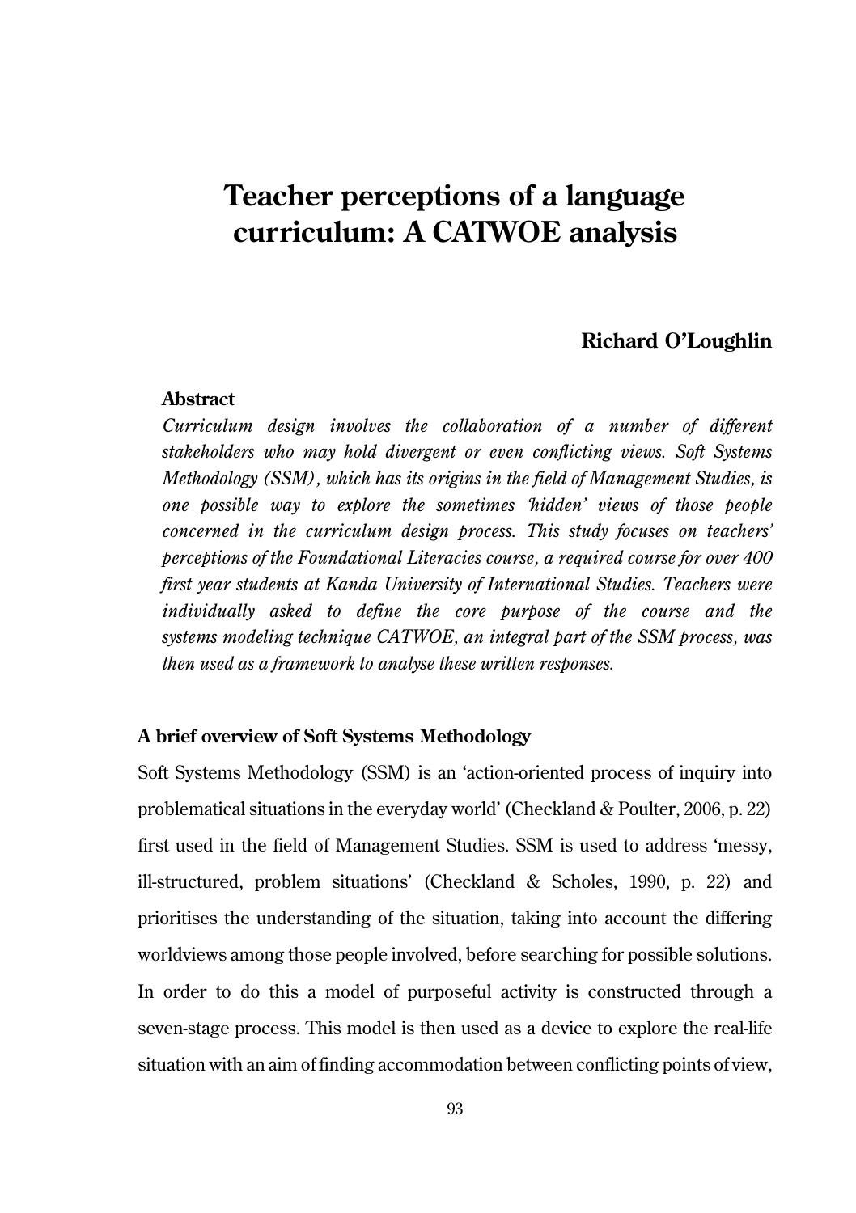# Teacher perceptions of a language curriculum: A CATWOE analysis

**Richard O'Loughlin**

**Abstract**

*Curriculum design involves the collaboration of a number of different stakeholders who may hold divergent or even conflicting views. Soft Systems Methodology (SSM), which has its origins in the field of Management Studies, is one possible way to explore the sometimes 'hidden' views of those people concerned in the curriculum design process. This study focuses on teachers' perceptions of the Foundational Literacies course, a required course for over 400 first year students at Kanda University of International Studies. Teachers were individually asked to define the core purpose of the course and the systems modeling technique CATWOE, an integral part of the SSM process, was then used as a framework to analyse these written responses.*

### A brief overview of Soft Systems Methodology

Soft Systems Methodology (SSM) is an 'action-oriented process of inquiry into problematical situations in the everyday world' (Checkland & Poulter, 2006, p. 22) first used in the field of Management Studies. SSM is used to address 'messy, ill-structured, problem situations' (Checkland & Scholes, 1990, p. 22) and prioritises the understanding of the situation, taking into account the differing worldviews among those people involved, before searching for possible solutions. In order to do this a model of purposeful activity is constructed through a seven-stage process. This model is then used as a device to explore the real-life situation with an aim of finding accommodation between conflicting points of view,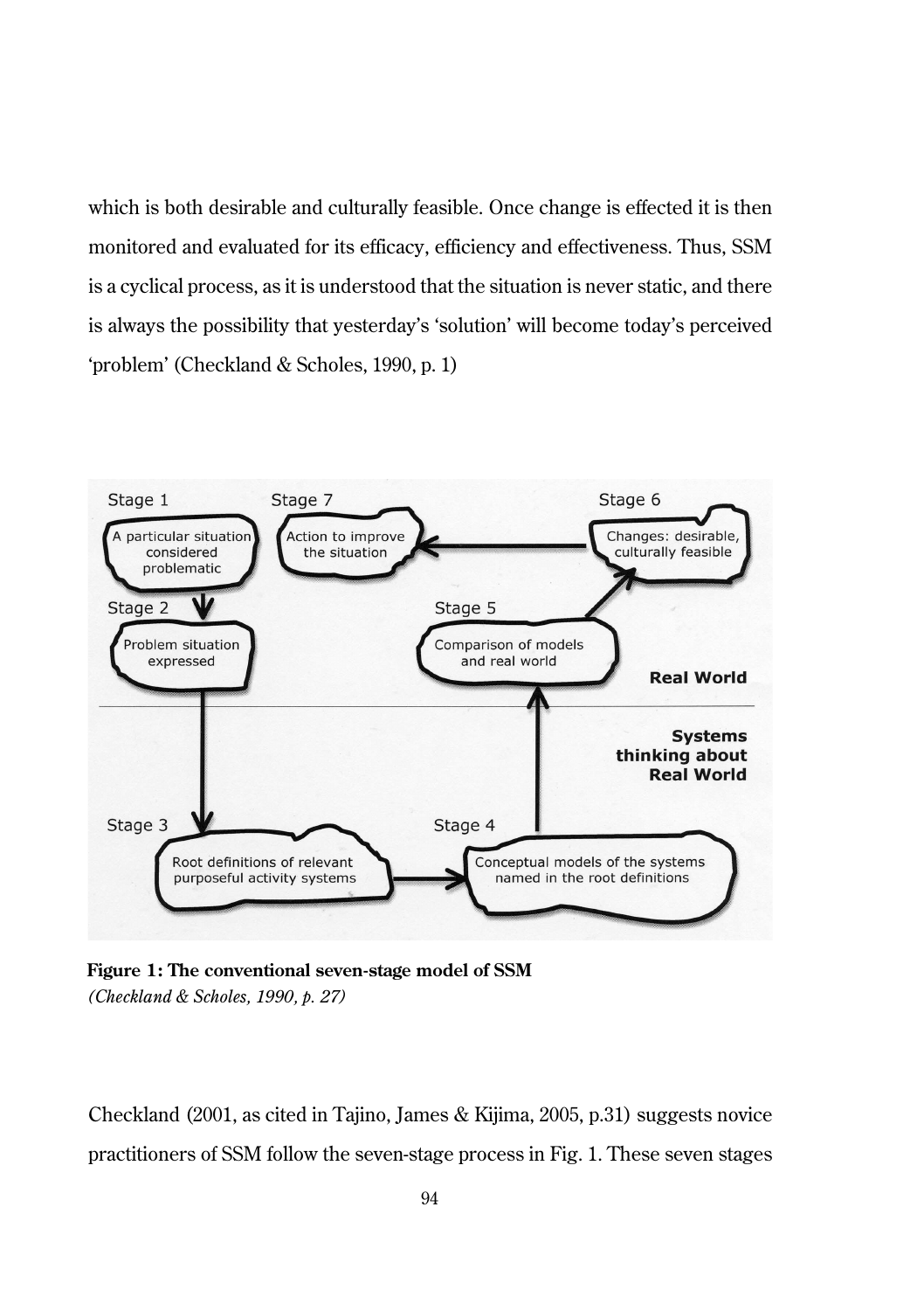which is both desirable and culturally feasible. Once change is effected it is then monitored and evaluated for its efficacy, efficiency and effectiveness. Thus, SSM is a cyclical process, as it is understood that the situation is never static, and there is always the possibility that yesterday's 'solution' will become today's perceived 'problem' (Checkland & Scholes, 1990, p. 1)

Stage 1: A particular situation considered problematic

Stage 2: Problem situation expressed

Stage 3: Root definitions of relevant purposeful activity systems

Stage 4: Conceptual models of the systems named in the root definitions

Stage 5: Comparison of models and real world

Stage 6: Changes: desirable, culturally feasible

Stage 7: Action to improve the situation

Real World

Systems thinking about Real World

**Figure 1: The conventional seven-stage model of SSM**
*(Checkland & Scholes, 1990, p. 27)*

Checkland (2001, as cited in Tajino, James & Kijima, 2005, p.31) suggests novice practitioners of SSM follow the seven-stage process in Fig. 1. These seven stages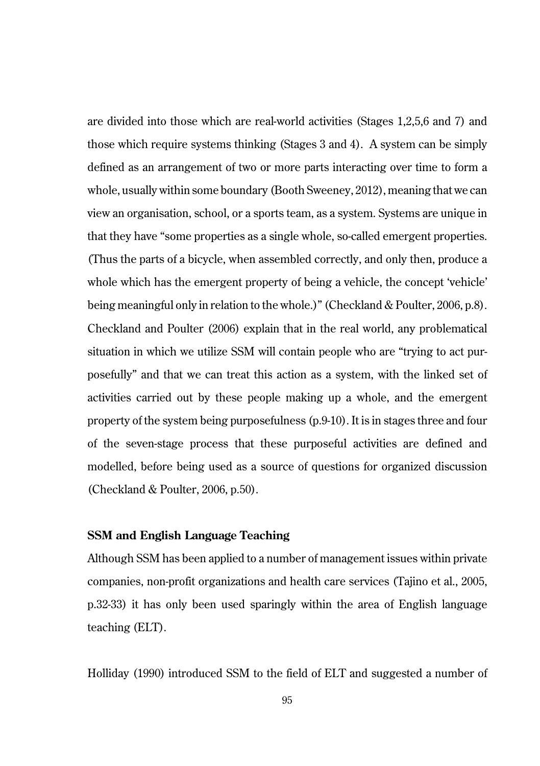are divided into those which are real-world activities (Stages 1,2,5,6 and 7) and those which require systems thinking (Stages 3 and 4). A system can be simply defined as an arrangement of two or more parts interacting over time to form a whole, usually within some boundary (Booth Sweeney, 2012), meaning that we can view an organisation, school, or a sports team, as a system. Systems are unique in that they have "some properties as a single whole, so-called emergent properties. (Thus the parts of a bicycle, when assembled correctly, and only then, produce a whole which has the emergent property of being a vehicle, the concept 'vehicle' being meaningful only in relation to the whole.)" (Checkland & Poulter, 2006, p.8). Checkland and Poulter (2006) explain that in the real world, any problematical situation in which we utilize SSM will contain people who are "trying to act purposefully" and that we can treat this action as a system, with the linked set of activities carried out by these people making up a whole, and the emergent property of the system being purposefulness (p.9-10). It is in stages three and four of the seven-stage process that these purposeful activities are defined and modelled, before being used as a source of questions for organized discussion (Checkland & Poulter, 2006, p.50).

**SSM and English Language Teaching**

Although SSM has been applied to a number of management issues within private companies, non-profit organizations and health care services (Tajino et al., 2005, p.32-33) it has only been used sparingly within the area of English language teaching (ELT).

Holliday (1990) introduced SSM to the field of ELT and suggested a number of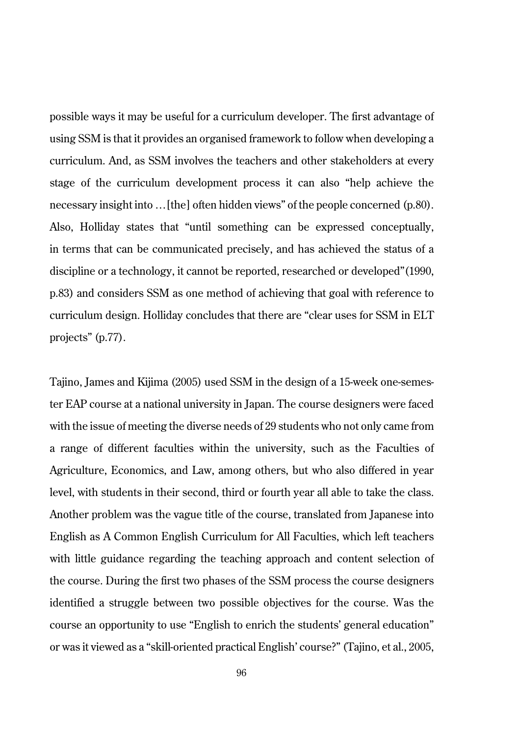possible ways it may be useful for a curriculum developer. The first advantage of using SSM is that it provides an organised framework to follow when developing a curriculum. And, as SSM involves the teachers and other stakeholders at every stage of the curriculum development process it can also "help achieve the necessary insight into …[the] often hidden views" of the people concerned (p.80). Also, Holliday states that "until something can be expressed conceptually, in terms that can be communicated precisely, and has achieved the status of a discipline or a technology, it cannot be reported, researched or developed" (1990, p.83) and considers SSM as one method of achieving that goal with reference to curriculum design. Holliday concludes that there are "clear uses for SSM in ELT projects" (p.77).

Tajino, James and Kijima (2005) used SSM in the design of a 15-week one-semester EAP course at a national university in Japan. The course designers were faced with the issue of meeting the diverse needs of 29 students who not only came from a range of different faculties within the university, such as the Faculties of Agriculture, Economics, and Law, among others, but who also differed in year level, with students in their second, third or fourth year all able to take the class. Another problem was the vague title of the course, translated from Japanese into English as A Common English Curriculum for All Faculties, which left teachers with little guidance regarding the teaching approach and content selection of the course. During the first two phases of the SSM process the course designers identified a struggle between two possible objectives for the course. Was the course an opportunity to use "English to enrich the students' general education" or was it viewed as a "skill-oriented practical English' course?" (Tajino, et al., 2005,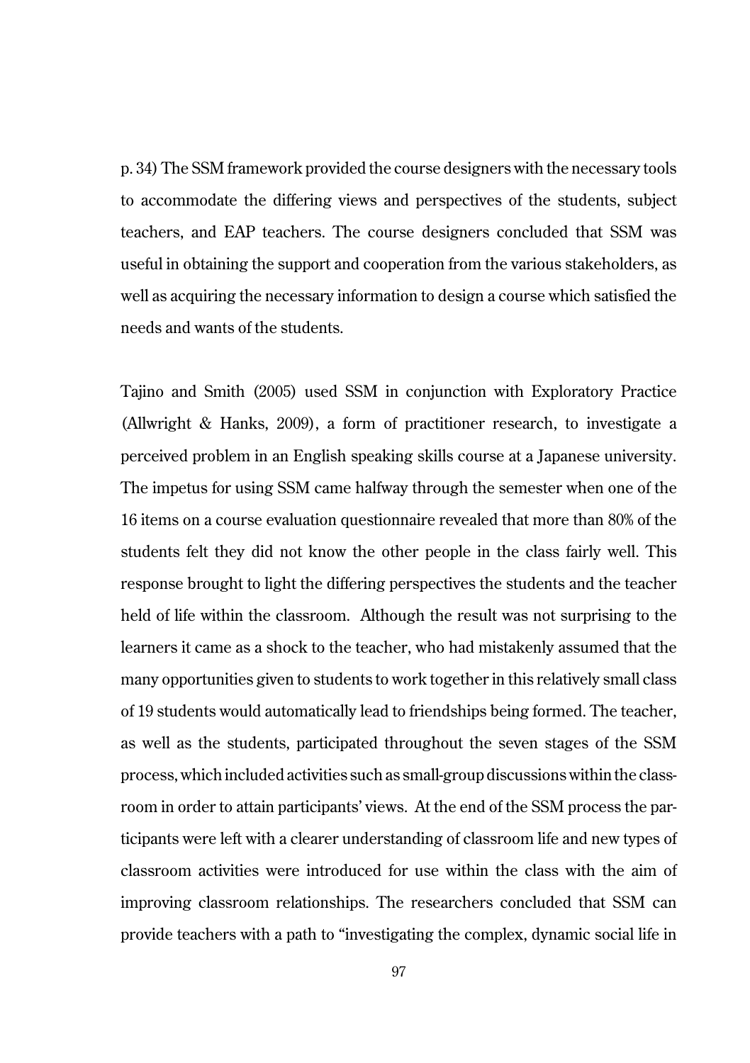p. 34) The SSM framework provided the course designers with the necessary tools to accommodate the differing views and perspectives of the students, subject teachers, and EAP teachers. The course designers concluded that SSM was useful in obtaining the support and cooperation from the various stakeholders, as well as acquiring the necessary information to design a course which satisfied the needs and wants of the students.

Tajino and Smith (2005) used SSM in conjunction with Exploratory Practice (Allwright & Hanks, 2009), a form of practitioner research, to investigate a perceived problem in an English speaking skills course at a Japanese university. The impetus for using SSM came halfway through the semester when one of the 16 items on a course evaluation questionnaire revealed that more than 80% of the students felt they did not know the other people in the class fairly well. This response brought to light the differing perspectives the students and the teacher held of life within the classroom. Although the result was not surprising to the learners it came as a shock to the teacher, who had mistakenly assumed that the many opportunities given to students to work together in this relatively small class of 19 students would automatically lead to friendships being formed. The teacher, as well as the students, participated throughout the seven stages of the SSM process, which included activities such as small-group discussions within the classroom in order to attain participants' views. At the end of the SSM process the participants were left with a clearer understanding of classroom life and new types of classroom activities were introduced for use within the class with the aim of improving classroom relationships. The researchers concluded that SSM can provide teachers with a path to "investigating the complex, dynamic social life in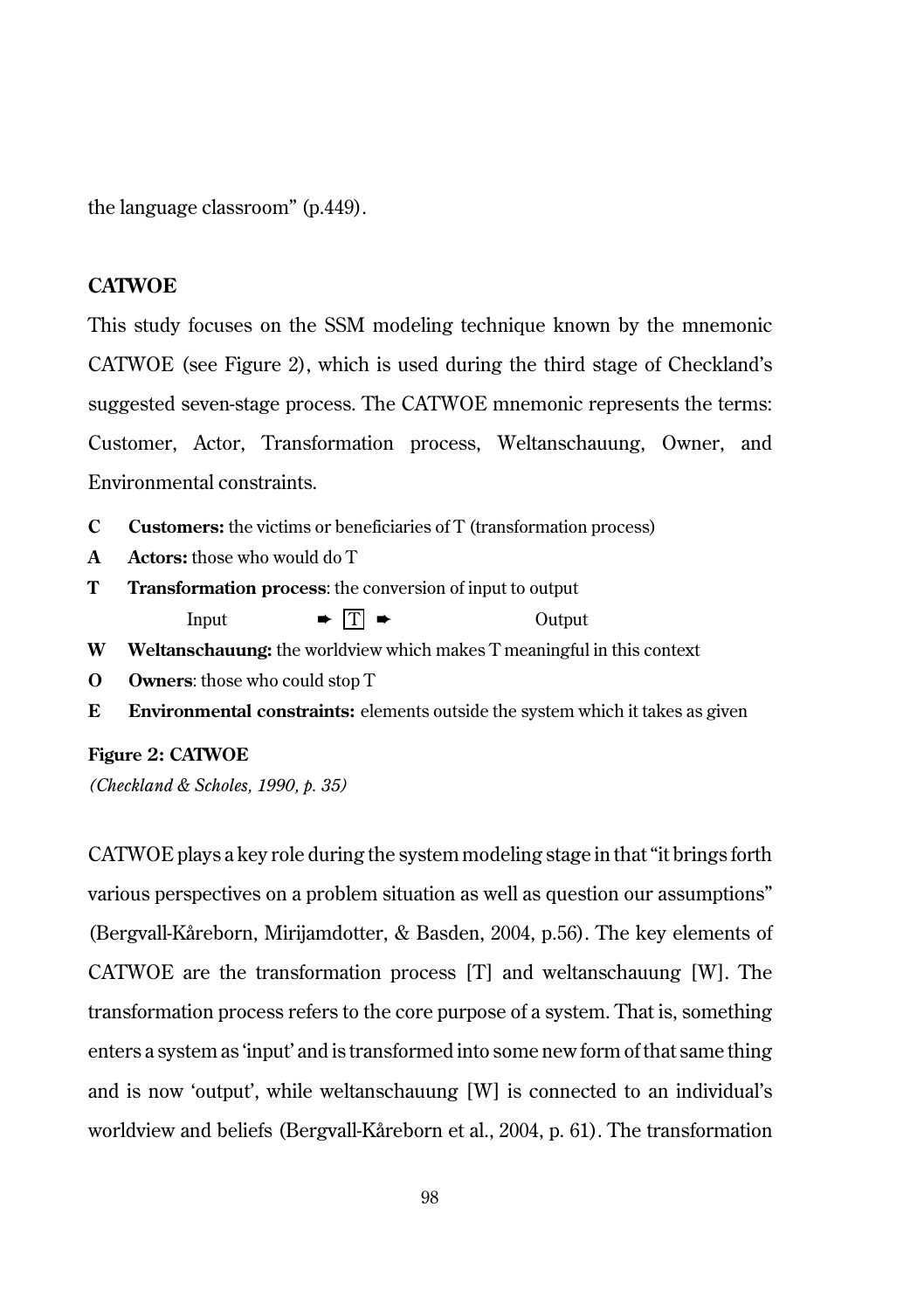the language classroom" (p.449).

## CATWOE

This study focuses on the SSM modeling technique known by the mnemonic CATWOE (see Figure 2), which is used during the third stage of Checkland's suggested seven-stage process. The CATWOE mnemonic represents the terms: Customer, Actor, Transformation process, Weltanschauung, Owner, and Environmental constraints.

**C** **Customers:** the victims or beneficiaries of T (transformation process)

**A** **Actors:** those who would do T

**T** **Transformation process**: the conversion of input to output

Input ➡ [T] ➡ Output

**W** **Weltanschauung:** the worldview which makes T meaningful in this context

**O** **Owners**: those who could stop T

**E** **Environmental constraints:** elements outside the system which it takes as given

**Figure 2: CATWOE**

*(Checkland & Scholes, 1990, p. 35)*

CATWOE plays a key role during the system modeling stage in that "it brings forth various perspectives on a problem situation as well as question our assumptions" (Bergvall-Kåreborn, Mirijamdotter, & Basden, 2004, p.56). The key elements of CATWOE are the transformation process [T] and weltanschauung [W]. The transformation process refers to the core purpose of a system. That is, something enters a system as 'input' and is transformed into some new form of that same thing and is now 'output', while weltanschauung [W] is connected to an individual's worldview and beliefs (Bergvall-Kåreborn et al., 2004, p. 61). The transformation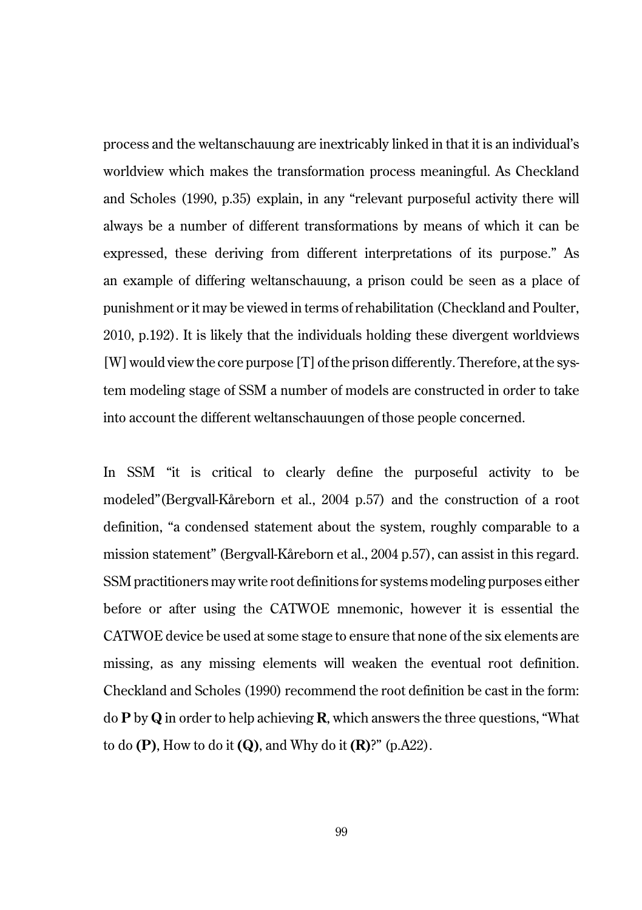process and the weltanschauung are inextricably linked in that it is an individual's worldview which makes the transformation process meaningful. As Checkland and Scholes (1990, p.35) explain, in any "relevant purposeful activity there will always be a number of different transformations by means of which it can be expressed, these deriving from different interpretations of its purpose." As an example of differing weltanschauung, a prison could be seen as a place of punishment or it may be viewed in terms of rehabilitation (Checkland and Poulter, 2010, p.192). It is likely that the individuals holding these divergent worldviews [W] would view the core purpose [T] of the prison differently. Therefore, at the system modeling stage of SSM a number of models are constructed in order to take into account the different weltanschauungen of those people concerned.

In SSM "it is critical to clearly define the purposeful activity to be modeled"(Bergvall-Kåreborn et al., 2004 p.57) and the construction of a root definition, "a condensed statement about the system, roughly comparable to a mission statement" (Bergvall-Kåreborn et al., 2004 p.57), can assist in this regard. SSM practitioners may write root definitions for systems modeling purposes either before or after using the CATWOE mnemonic, however it is essential the CATWOE device be used at some stage to ensure that none of the six elements are missing, as any missing elements will weaken the eventual root definition. Checkland and Scholes (1990) recommend the root definition be cast in the form: do **P** by **Q** in order to help achieving **R**, which answers the three questions, "What to do **(P)**, How to do it **(Q)**, and Why do it **(R)**?" (p.A22).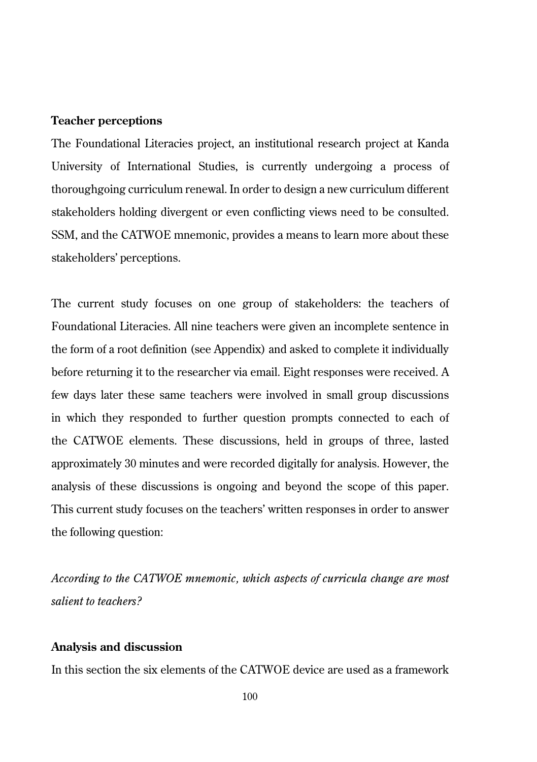### Teacher perceptions

The Foundational Literacies project, an institutional research project at Kanda University of International Studies, is currently undergoing a process of thoroughgoing curriculum renewal. In order to design a new curriculum different stakeholders holding divergent or even conflicting views need to be consulted. SSM, and the CATWOE mnemonic, provides a means to learn more about these stakeholders' perceptions.

The current study focuses on one group of stakeholders: the teachers of Foundational Literacies. All nine teachers were given an incomplete sentence in the form of a root definition (see Appendix) and asked to complete it individually before returning it to the researcher via email. Eight responses were received. A few days later these same teachers were involved in small group discussions in which they responded to further question prompts connected to each of the CATWOE elements. These discussions, held in groups of three, lasted approximately 30 minutes and were recorded digitally for analysis. However, the analysis of these discussions is ongoing and beyond the scope of this paper. This current study focuses on the teachers' written responses in order to answer the following question:

*According to the CATWOE mnemonic, which aspects of curricula change are most salient to teachers?*

### Analysis and discussion

In this section the six elements of the CATWOE device are used as a framework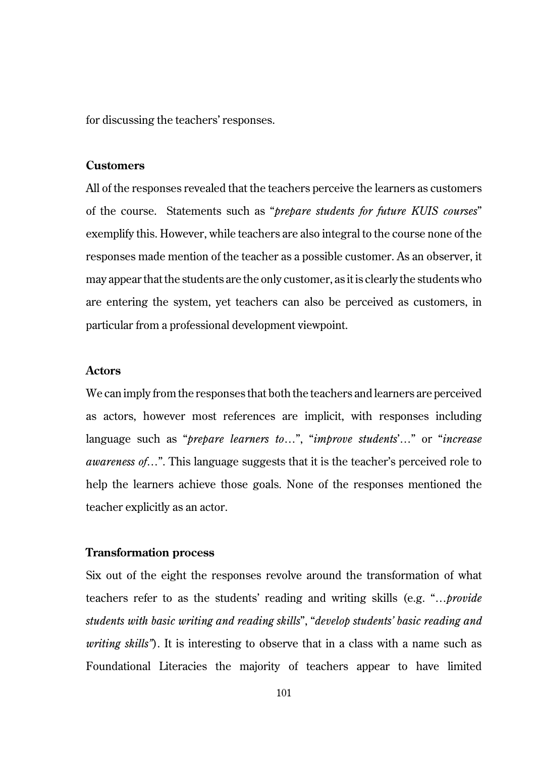for discussing the teachers' responses.

**Customers**

All of the responses revealed that the teachers perceive the learners as customers of the course. Statements such as "*prepare students for future KUIS courses*" exemplify this. However, while teachers are also integral to the course none of the responses made mention of the teacher as a possible customer. As an observer, it may appear that the students are the only customer, as it is clearly the students who are entering the system, yet teachers can also be perceived as customers, in particular from a professional development viewpoint.

**Actors**

We can imply from the responses that both the teachers and learners are perceived as actors, however most references are implicit, with responses including language such as "*prepare learners to*…", "*improve students*'…" or "*increase awareness of*…". This language suggests that it is the teacher's perceived role to help the learners achieve those goals. None of the responses mentioned the teacher explicitly as an actor.

**Transformation process**

Six out of the eight the responses revolve around the transformation of what teachers refer to as the students' reading and writing skills (e.g. "…*provide students with basic writing and reading skills*", "*develop students' basic reading and writing skills"*). It is interesting to observe that in a class with a name such as Foundational Literacies the majority of teachers appear to have limited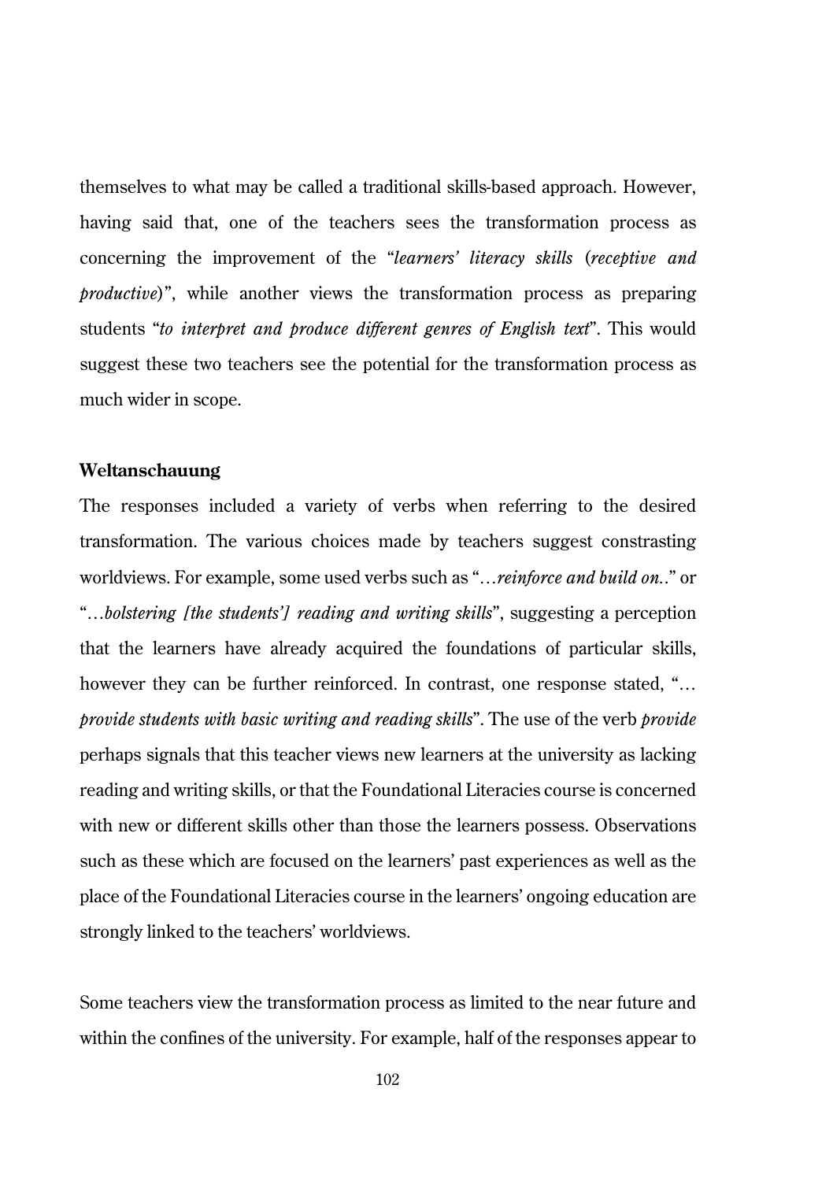themselves to what may be called a traditional skills-based approach. However, having said that, one of the teachers sees the transformation process as concerning the improvement of the "*learners' literacy skills* (*receptive and productive*)", while another views the transformation process as preparing students "*to interpret and produce different genres of English text*". This would suggest these two teachers see the potential for the transformation process as much wider in scope.

**Weltanschauung**

The responses included a variety of verbs when referring to the desired transformation. The various choices made by teachers suggest constrasting worldviews. For example, some used verbs such as "*…reinforce and build on..*" or "*…bolstering [the students'] reading and writing skills*", suggesting a perception that the learners have already acquired the foundations of particular skills, however they can be further reinforced. In contrast, one response stated, "*… provide students with basic writing and reading skills*". The use of the verb *provide* perhaps signals that this teacher views new learners at the university as lacking reading and writing skills, or that the Foundational Literacies course is concerned with new or different skills other than those the learners possess. Observations such as these which are focused on the learners' past experiences as well as the place of the Foundational Literacies course in the learners' ongoing education are strongly linked to the teachers' worldviews.

Some teachers view the transformation process as limited to the near future and within the confines of the university. For example, half of the responses appear to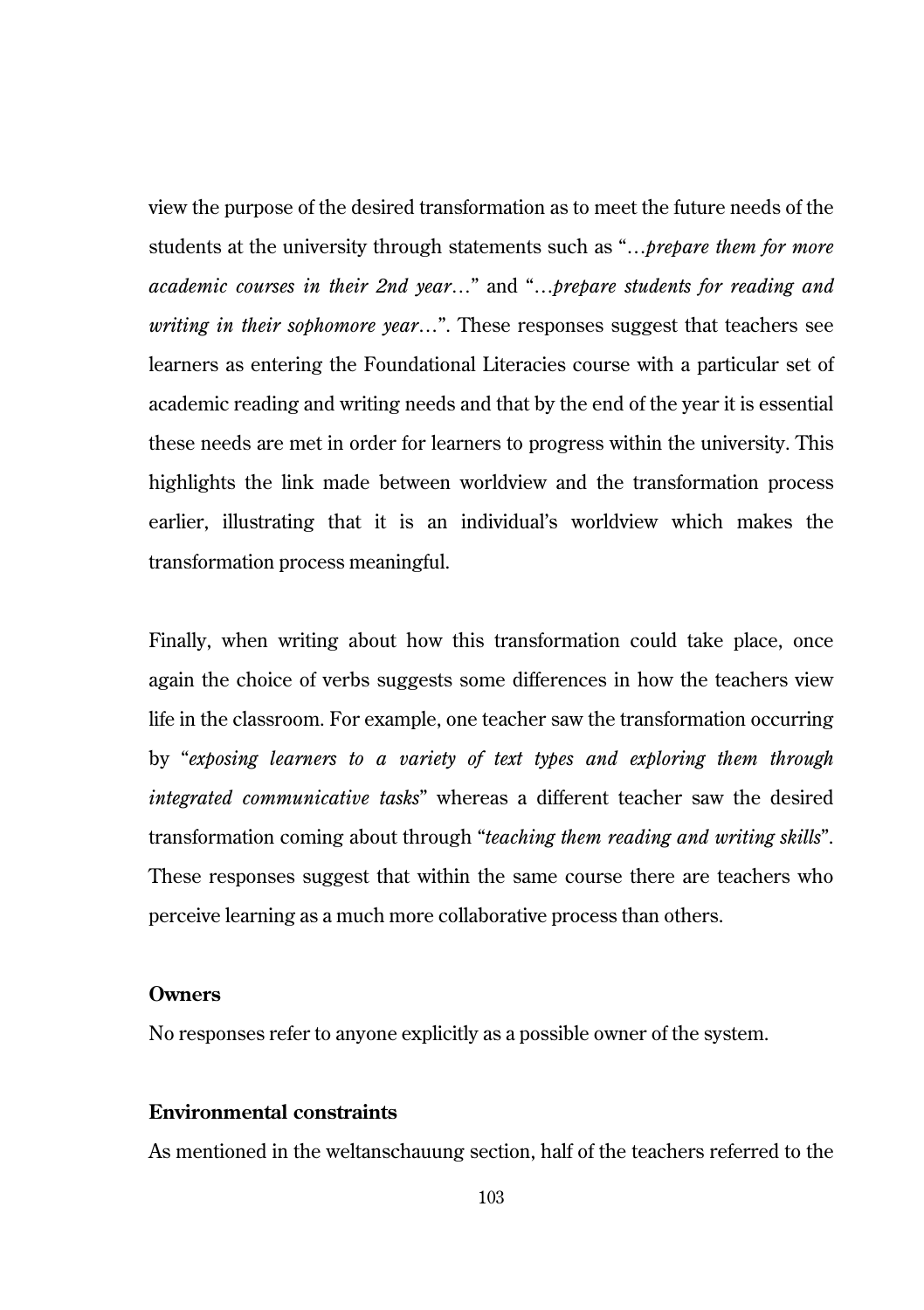view the purpose of the desired transformation as to meet the future needs of the students at the university through statements such as "…*prepare them for more academic courses in their 2nd year*…" and "…*prepare students for reading and writing in their sophomore year*…". These responses suggest that teachers see learners as entering the Foundational Literacies course with a particular set of academic reading and writing needs and that by the end of the year it is essential these needs are met in order for learners to progress within the university. This highlights the link made between worldview and the transformation process earlier, illustrating that it is an individual's worldview which makes the transformation process meaningful.

Finally, when writing about how this transformation could take place, once again the choice of verbs suggests some differences in how the teachers view life in the classroom. For example, one teacher saw the transformation occurring by "*exposing learners to a variety of text types and exploring them through integrated communicative tasks*" whereas a different teacher saw the desired transformation coming about through "*teaching them reading and writing skills*". These responses suggest that within the same course there are teachers who perceive learning as a much more collaborative process than others.

**Owners**

No responses refer to anyone explicitly as a possible owner of the system.

**Environmental constraints**

As mentioned in the weltanschauung section, half of the teachers referred to the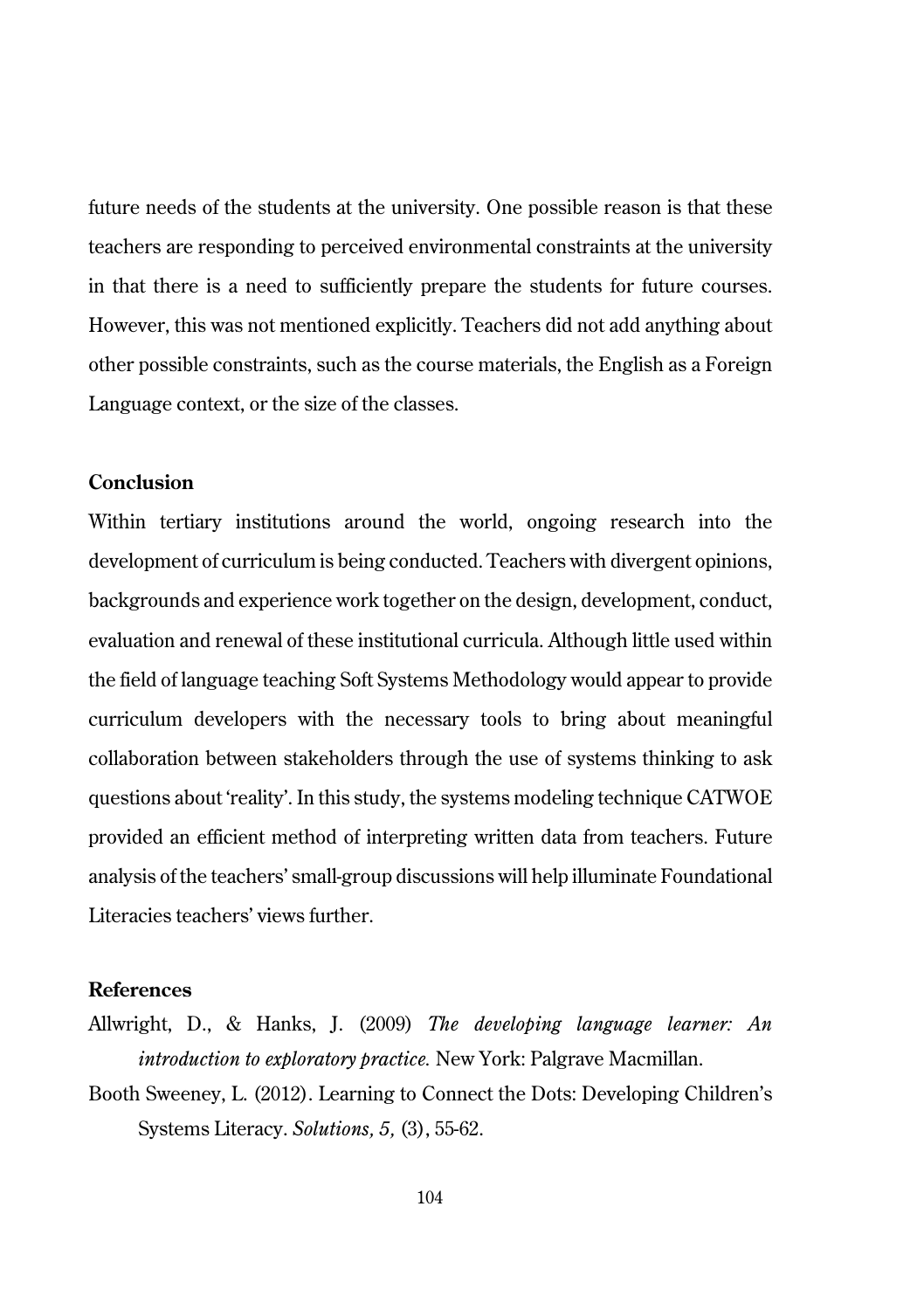future needs of the students at the university. One possible reason is that these teachers are responding to perceived environmental constraints at the university in that there is a need to sufficiently prepare the students for future courses. However, this was not mentioned explicitly. Teachers did not add anything about other possible constraints, such as the course materials, the English as a Foreign Language context, or the size of the classes.

## Conclusion

Within tertiary institutions around the world, ongoing research into the development of curriculum is being conducted. Teachers with divergent opinions, backgrounds and experience work together on the design, development, conduct, evaluation and renewal of these institutional curricula. Although little used within the field of language teaching Soft Systems Methodology would appear to provide curriculum developers with the necessary tools to bring about meaningful collaboration between stakeholders through the use of systems thinking to ask questions about 'reality'. In this study, the systems modeling technique CATWOE provided an efficient method of interpreting written data from teachers. Future analysis of the teachers' small-group discussions will help illuminate Foundational Literacies teachers' views further.

## References

Allwright, D., & Hanks, J. (2009) *The developing language learner: An introduction to exploratory practice.* New York: Palgrave Macmillan.

Booth Sweeney, L. (2012). Learning to Connect the Dots: Developing Children's Systems Literacy. *Solutions, 5,* (3), 55-62.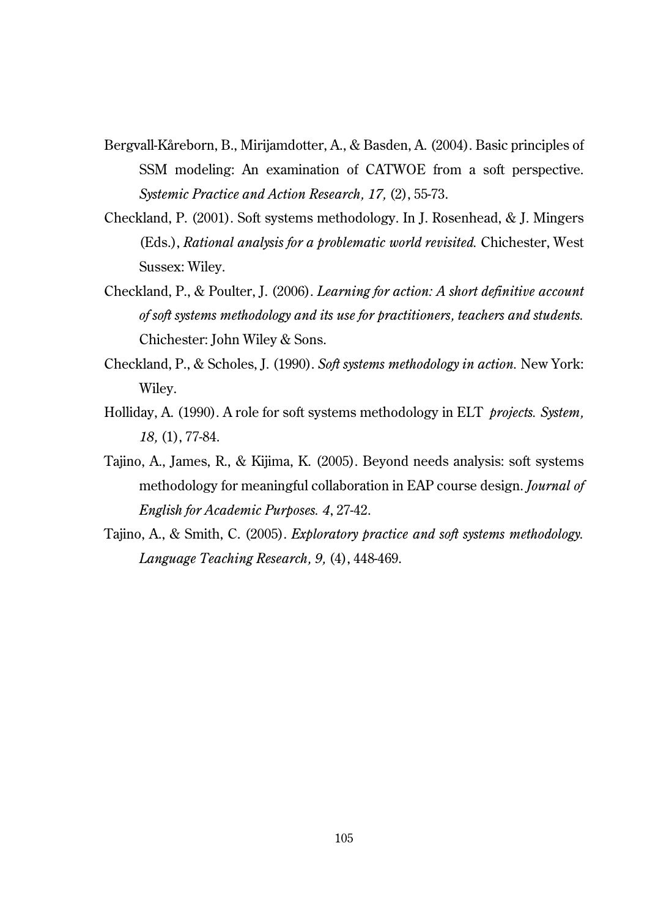Bergvall-Kåreborn, B., Mirijamdotter, A., & Basden, A. (2004). Basic principles of SSM modeling: An examination of CATWOE from a soft perspective. *Systemic Practice and Action Research, 17,* (2), 55-73.

Checkland, P. (2001). Soft systems methodology. In J. Rosenhead, & J. Mingers (Eds.), *Rational analysis for a problematic world revisited.* Chichester, West Sussex: Wiley.

Checkland, P., & Poulter, J. (2006). *Learning for action: A short definitive account of soft systems methodology and its use for practitioners, teachers and students.* Chichester: John Wiley & Sons.

Checkland, P., & Scholes, J. (1990). *Soft systems methodology in action.* New York: Wiley.

Holliday, A. (1990). A role for soft systems methodology in ELT *projects. System, 18,* (1), 77-84.

Tajino, A., James, R., & Kijima, K. (2005). Beyond needs analysis: soft systems methodology for meaningful collaboration in EAP course design. *Journal of English for Academic Purposes. 4*, 27-42.

Tajino, A., & Smith, C. (2005). *Exploratory practice and soft systems methodology. Language Teaching Research, 9,* (4), 448-469.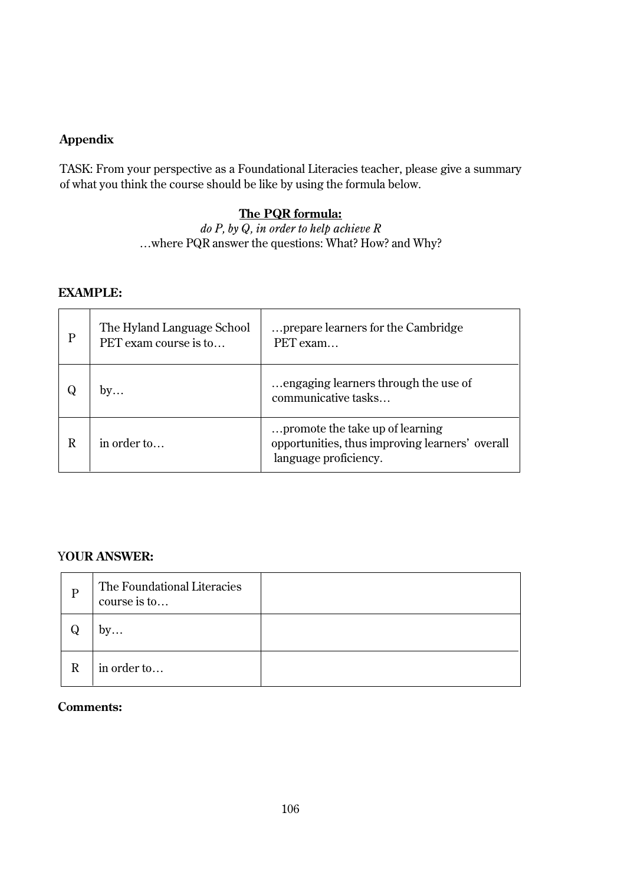**Appendix**

TASK: From your perspective as a Foundational Literacies teacher, please give a summary of what you think the course should be like by using the formula below.

**The PQR formula:**

*do P, by Q, in order to help achieve R*

…where PQR answer the questions: What? How? and Why?

**EXAMPLE:**

| | | |
|---|---|---|
| P | The Hyland Language School PET exam course is to… | …prepare learners for the Cambridge PET exam… |
| Q | by… | …engaging learners through the use of communicative tasks… |
| R | in order to… | …promote the take up of learning opportunities, thus improving learners' overall language proficiency. |

**YOUR ANSWER:**

| | | |
|---|---|---|
| P | The Foundational Literacies course is to… | |
| Q | by… | |
| R | in order to… | |

**Comments:**